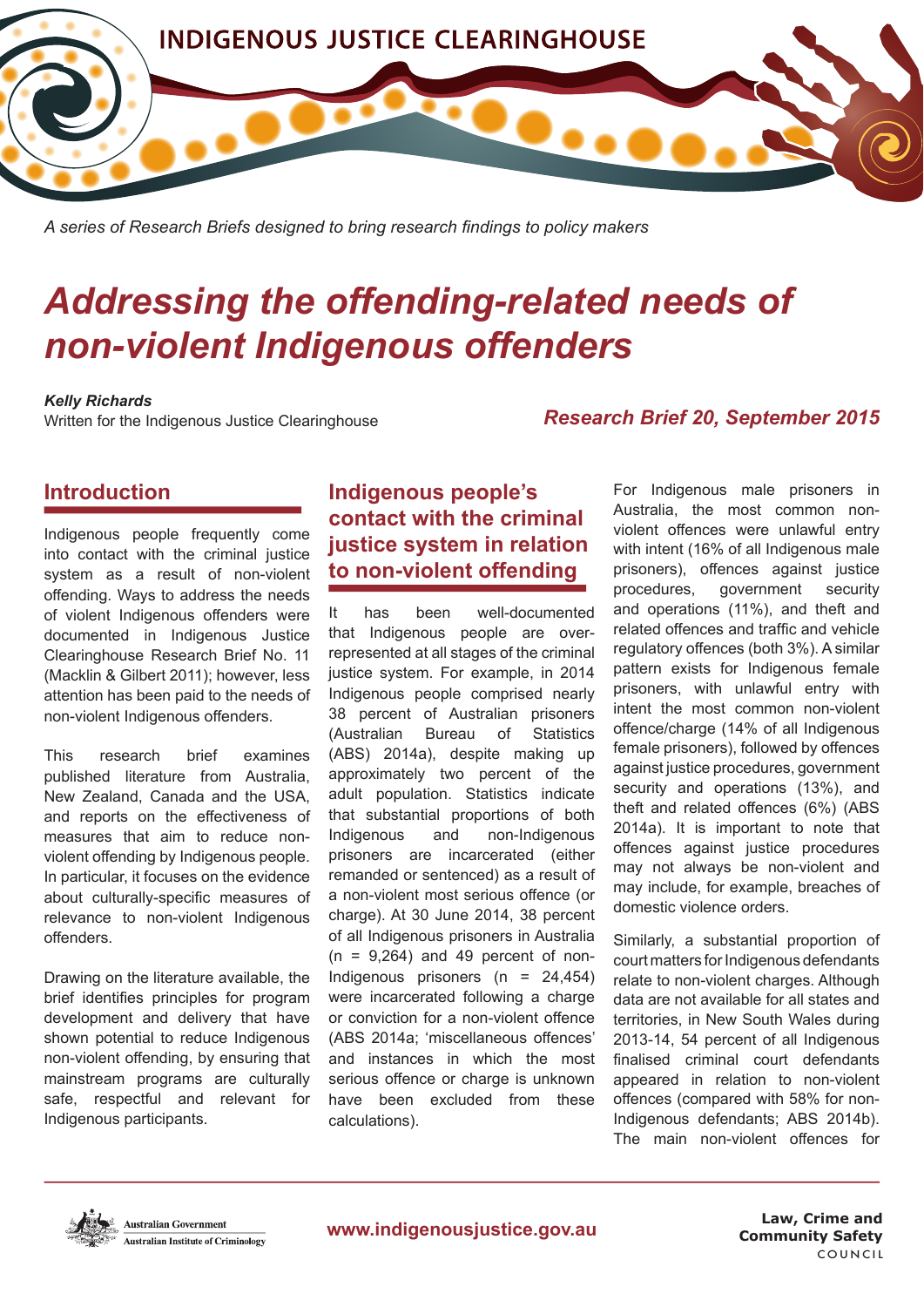INDIGENOUS JUSTICE CLEARINGHOUSE

*A series of Research Briefs designed to bring research findings to policy makers*

# *Addressing the offending-related needs of non-violent Indigenous offenders*

***Kelly Richards***
Written for the Indigenous Justice Clearinghouse

***Research Brief 20, September 2015***

## Introduction

Indigenous people frequently come into contact with the criminal justice system as a result of non-violent offending. Ways to address the needs of violent Indigenous offenders were documented in Indigenous Justice Clearinghouse Research Brief No. 11 (Macklin & Gilbert 2011); however, less attention has been paid to the needs of non-violent Indigenous offenders.

This research brief examines published literature from Australia, New Zealand, Canada and the USA, and reports on the effectiveness of measures that aim to reduce non-violent offending by Indigenous people. In particular, it focuses on the evidence about culturally-specific measures of relevance to non-violent Indigenous offenders.

Drawing on the literature available, the brief identifies principles for program development and delivery that have shown potential to reduce Indigenous non-violent offending, by ensuring that mainstream programs are culturally safe, respectful and relevant for Indigenous participants.

## Indigenous people's contact with the criminal justice system in relation to non-violent offending

It has been well-documented that Indigenous people are over-represented at all stages of the criminal justice system. For example, in 2014 Indigenous people comprised nearly 38 percent of Australian prisoners (Australian Bureau of Statistics (ABS) 2014a), despite making up approximately two percent of the adult population. Statistics indicate that substantial proportions of both Indigenous and non-Indigenous prisoners are incarcerated (either remanded or sentenced) as a result of a non-violent most serious offence (or charge). At 30 June 2014, 38 percent of all Indigenous prisoners in Australia (n = 9,264) and 49 percent of non-Indigenous prisoners (n = 24,454) were incarcerated following a charge or conviction for a non-violent offence (ABS 2014a; 'miscellaneous offences' and instances in which the most serious offence or charge is unknown have been excluded from these calculations).

For Indigenous male prisoners in Australia, the most common non-violent offences were unlawful entry with intent (16% of all Indigenous male prisoners), offences against justice procedures, government security and operations (11%), and theft and related offences and traffic and vehicle regulatory offences (both 3%). A similar pattern exists for Indigenous female prisoners, with unlawful entry with intent the most common non-violent offence/charge (14% of all Indigenous female prisoners), followed by offences against justice procedures, government security and operations (13%), and theft and related offences (6%) (ABS 2014a). It is important to note that offences against justice procedures may not always be non-violent and may include, for example, breaches of domestic violence orders.

Similarly, a substantial proportion of court matters for Indigenous defendants relate to non-violent charges. Although data are not available for all states and territories, in New South Wales during 2013-14, 54 percent of all Indigenous finalised criminal court defendants appeared in relation to non-violent offences (compared with 58% for non-Indigenous defendants; ABS 2014b). The main non-violent offences for

Australian Government
Australian Institute of Criminology

www.indigenousjustice.gov.au

Law, Crime and Community Safety COUNCIL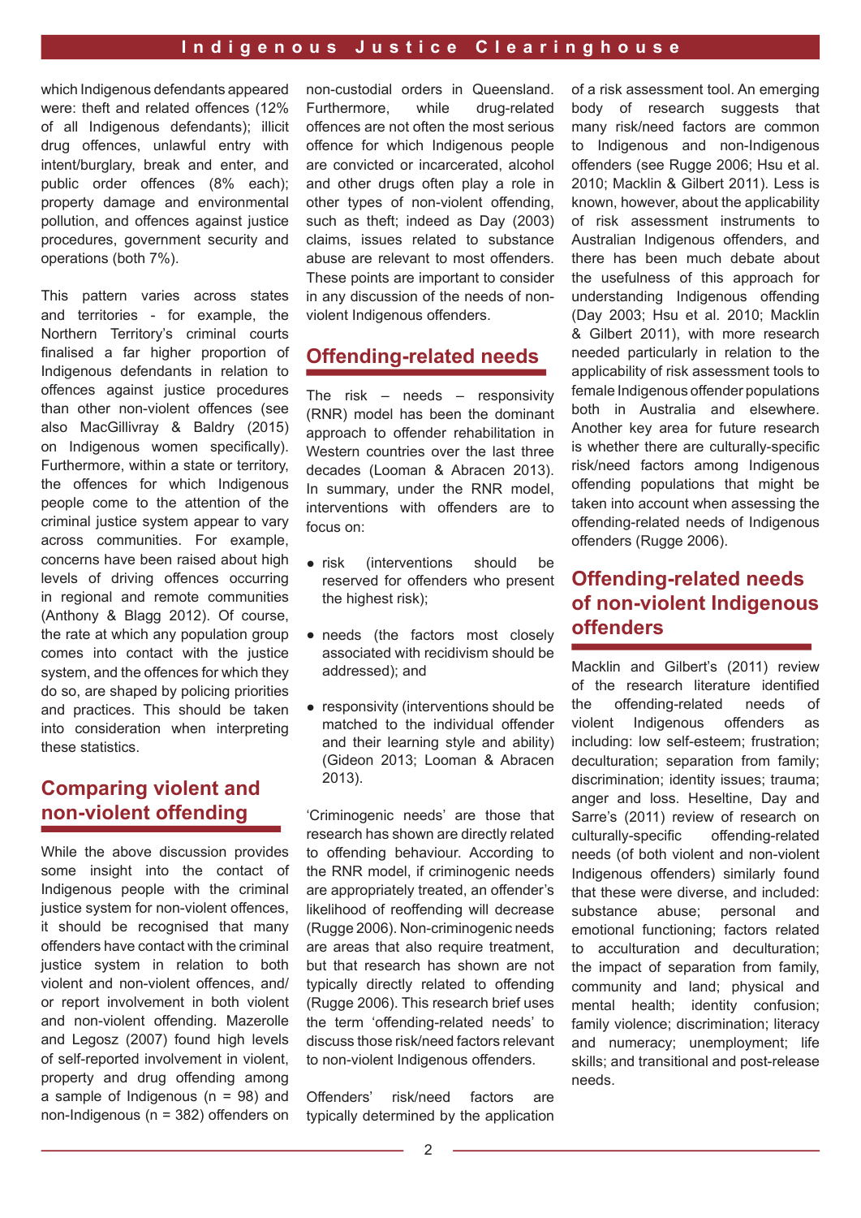which Indigenous defendants appeared were: theft and related offences (12% of all Indigenous defendants); illicit drug offences, unlawful entry with intent/burglary, break and enter, and public order offences (8% each); property damage and environmental pollution, and offences against justice procedures, government security and operations (both 7%).

This pattern varies across states and territories - for example, the Northern Territory's criminal courts finalised a far higher proportion of Indigenous defendants in relation to offences against justice procedures than other non-violent offences (see also MacGillivray & Baldry (2015) on Indigenous women specifically). Furthermore, within a state or territory, the offences for which Indigenous people come to the attention of the criminal justice system appear to vary across communities. For example, concerns have been raised about high levels of driving offences occurring in regional and remote communities (Anthony & Blagg 2012). Of course, the rate at which any population group comes into contact with the justice system, and the offences for which they do so, are shaped by policing priorities and practices. This should be taken into consideration when interpreting these statistics.

## Comparing violent and non-violent offending

While the above discussion provides some insight into the contact of Indigenous people with the criminal justice system for non-violent offences, it should be recognised that many offenders have contact with the criminal justice system in relation to both violent and non-violent offences, and/or report involvement in both violent and non-violent offending. Mazerolle and Legosz (2007) found high levels of self-reported involvement in violent, property and drug offending among a sample of Indigenous (n = 98) and non-Indigenous (n = 382) offenders on non-custodial orders in Queensland. Furthermore, while drug-related offences are not often the most serious offence for which Indigenous people are convicted or incarcerated, alcohol and other drugs often play a role in other types of non-violent offending, such as theft; indeed as Day (2003) claims, issues related to substance abuse are relevant to most offenders. These points are important to consider in any discussion of the needs of non-violent Indigenous offenders.

## Offending-related needs

The risk – needs – responsivity (RNR) model has been the dominant approach to offender rehabilitation in Western countries over the last three decades (Looman & Abracen 2013). In summary, under the RNR model, interventions with offenders are to focus on:

- risk (interventions should be reserved for offenders who present the highest risk);
- needs (the factors most closely associated with recidivism should be addressed); and
- responsivity (interventions should be matched to the individual offender and their learning style and ability) (Gideon 2013; Looman & Abracen 2013).

'Criminogenic needs' are those that research has shown are directly related to offending behaviour. According to the RNR model, if criminogenic needs are appropriately treated, an offender's likelihood of reoffending will decrease (Rugge 2006). Non-criminogenic needs are areas that also require treatment, but that research has shown are not typically directly related to offending (Rugge 2006). This research brief uses the term 'offending-related needs' to discuss those risk/need factors relevant to non-violent Indigenous offenders.

Offenders' risk/need factors are typically determined by the application of a risk assessment tool. An emerging body of research suggests that many risk/need factors are common to Indigenous and non-Indigenous offenders (see Rugge 2006; Hsu et al. 2010; Macklin & Gilbert 2011). Less is known, however, about the applicability of risk assessment instruments to Australian Indigenous offenders, and there has been much debate about the usefulness of this approach for understanding Indigenous offending (Day 2003; Hsu et al. 2010; Macklin & Gilbert 2011), with more research needed particularly in relation to the applicability of risk assessment tools to female Indigenous offender populations both in Australia and elsewhere. Another key area for future research is whether there are culturally-specific risk/need factors among Indigenous offending populations that might be taken into account when assessing the offending-related needs of Indigenous offenders (Rugge 2006).

## Offending-related needs of non-violent Indigenous offenders

Macklin and Gilbert's (2011) review of the research literature identified the offending-related needs of violent Indigenous offenders as including: low self-esteem; frustration; deculturation; separation from family; discrimination; identity issues; trauma; anger and loss. Heseltine, Day and Sarre's (2011) review of research on culturally-specific offending-related needs (of both violent and non-violent Indigenous offenders) similarly found that these were diverse, and included: substance abuse; personal and emotional functioning; factors related to acculturation and deculturation; the impact of separation from family, community and land; physical and mental health; identity confusion; family violence; discrimination; literacy and numeracy; unemployment; life skills; and transitional and post-release needs.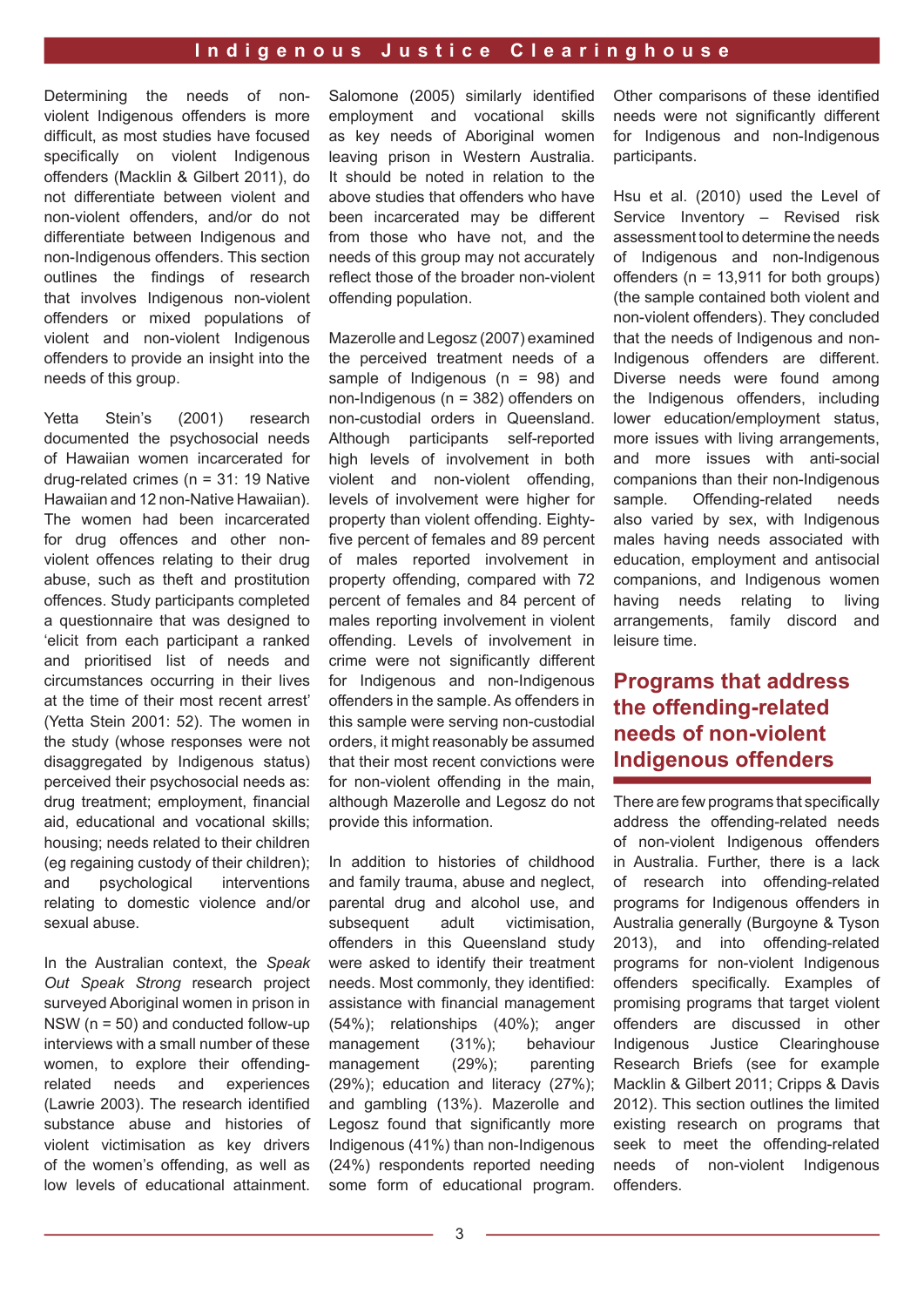Determining the needs of non-violent Indigenous offenders is more difficult, as most studies have focused specifically on violent Indigenous offenders (Macklin & Gilbert 2011), do not differentiate between violent and non-violent offenders, and/or do not differentiate between Indigenous and non-Indigenous offenders. This section outlines the findings of research that involves Indigenous non-violent offenders or mixed populations of violent and non-violent Indigenous offenders to provide an insight into the needs of this group.

Yetta Stein's (2001) research documented the psychosocial needs of Hawaiian women incarcerated for drug-related crimes (n = 31: 19 Native Hawaiian and 12 non-Native Hawaiian). The women had been incarcerated for drug offences and other non-violent offences relating to their drug abuse, such as theft and prostitution offences. Study participants completed a questionnaire that was designed to 'elicit from each participant a ranked and prioritised list of needs and circumstances occurring in their lives at the time of their most recent arrest' (Yetta Stein 2001: 52). The women in the study (whose responses were not disaggregated by Indigenous status) perceived their psychosocial needs as: drug treatment; employment, financial aid, educational and vocational skills; housing; needs related to their children (eg regaining custody of their children); and psychological interventions relating to domestic violence and/or sexual abuse.

In the Australian context, the *Speak Out Speak Strong* research project surveyed Aboriginal women in prison in NSW (n = 50) and conducted follow-up interviews with a small number of these women, to explore their offending-related needs and experiences (Lawrie 2003). The research identified substance abuse and histories of violent victimisation as key drivers of the women's offending, as well as low levels of educational attainment. Salomone (2005) similarly identified employment and vocational skills as key needs of Aboriginal women leaving prison in Western Australia. It should be noted in relation to the above studies that offenders who have been incarcerated may be different from those who have not, and the needs of this group may not accurately reflect those of the broader non-violent offending population.

Mazerolle and Legosz (2007) examined the perceived treatment needs of a sample of Indigenous (n = 98) and non-Indigenous (n = 382) offenders on non-custodial orders in Queensland. Although participants self-reported high levels of involvement in both violent and non-violent offending, levels of involvement were higher for property than violent offending. Eighty-five percent of females and 89 percent of males reported involvement in property offending, compared with 72 percent of females and 84 percent of males reporting involvement in violent offending. Levels of involvement in crime were not significantly different for Indigenous and non-Indigenous offenders in the sample. As offenders in this sample were serving non-custodial orders, it might reasonably be assumed that their most recent convictions were for non-violent offending in the main, although Mazerolle and Legosz do not provide this information.

In addition to histories of childhood and family trauma, abuse and neglect, parental drug and alcohol use, and subsequent adult victimisation, offenders in this Queensland study were asked to identify their treatment needs. Most commonly, they identified: assistance with financial management (54%); relationships (40%); anger management (31%); behaviour management (29%); parenting (29%); education and literacy (27%); and gambling (13%). Mazerolle and Legosz found that significantly more Indigenous (41%) than non-Indigenous (24%) respondents reported needing some form of educational program. Other comparisons of these identified needs were not significantly different for Indigenous and non-Indigenous participants.

Hsu et al. (2010) used the Level of Service Inventory – Revised risk assessment tool to determine the needs of Indigenous and non-Indigenous offenders (n = 13,911 for both groups) (the sample contained both violent and non-violent offenders). They concluded that the needs of Indigenous and non-Indigenous offenders are different. Diverse needs were found among the Indigenous offenders, including lower education/employment status, more issues with living arrangements, and more issues with anti-social companions than their non-Indigenous sample. Offending-related needs also varied by sex, with Indigenous males having needs associated with education, employment and antisocial companions, and Indigenous women having needs relating to living arrangements, family discord and leisure time.

## Programs that address the offending-related needs of non-violent Indigenous offenders

There are few programs that specifically address the offending-related needs of non-violent Indigenous offenders in Australia. Further, there is a lack of research into offending-related programs for Indigenous offenders in Australia generally (Burgoyne & Tyson 2013), and into offending-related programs for non-violent Indigenous offenders specifically. Examples of promising programs that target violent offenders are discussed in other Indigenous Justice Clearinghouse Research Briefs (see for example Macklin & Gilbert 2011; Cripps & Davis 2012). This section outlines the limited existing research on programs that seek to meet the offending-related needs of non-violent Indigenous offenders.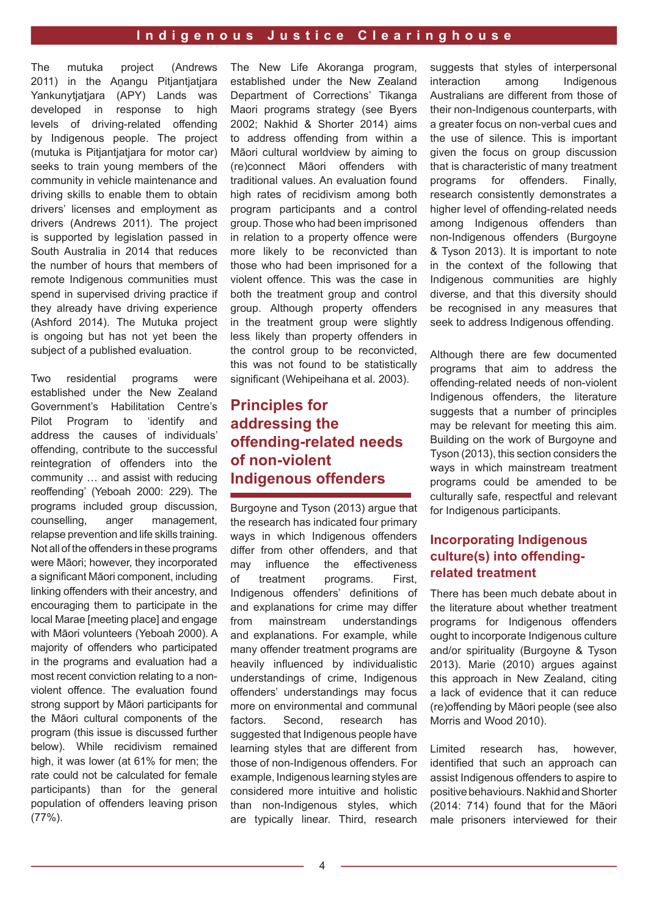The mutuka project (Andrews 2011) in the Aṉangu Pitjantjatjara Yankunytjatjara (APY) Lands was developed in response to high levels of driving-related offending by Indigenous people. The project (mutuka is Pitjantjatjara for motor car) seeks to train young members of the community in vehicle maintenance and driving skills to enable them to obtain drivers' licenses and employment as drivers (Andrews 2011). The project is supported by legislation passed in South Australia in 2014 that reduces the number of hours that members of remote Indigenous communities must spend in supervised driving practice if they already have driving experience (Ashford 2014). The Mutuka project is ongoing but has not yet been the subject of a published evaluation.

Two residential programs were established under the New Zealand Government's Habilitation Centre's Pilot Program to 'identify and address the causes of individuals' offending, contribute to the successful reintegration of offenders into the community … and assist with reducing reoffending' (Yeboah 2000: 229). The programs included group discussion, counselling, anger management, relapse prevention and life skills training. Not all of the offenders in these programs were Māori; however, they incorporated a significant Māori component, including linking offenders with their ancestry, and encouraging them to participate in the local Marae [meeting place] and engage with Māori volunteers (Yeboah 2000). A majority of offenders who participated in the programs and evaluation had a most recent conviction relating to a non-violent offence. The evaluation found strong support by Māori participants for the Māori cultural components of the program (this issue is discussed further below). While recidivism remained high, it was lower (at 61% for men; the rate could not be calculated for female participants) than for the general population of offenders leaving prison (77%).

The New Life Akoranga program, established under the New Zealand Department of Corrections' Tikanga Maori programs strategy (see Byers 2002; Nakhid & Shorter 2014) aims to address offending from within a Māori cultural worldview by aiming to (re)connect Māori offenders with traditional values. An evaluation found high rates of recidivism among both program participants and a control group. Those who had been imprisoned in relation to a property offence were more likely to be reconvicted than those who had been imprisoned for a violent offence. This was the case in both the treatment group and control group. Although property offenders in the treatment group were slightly less likely than property offenders in the control group to be reconvicted, this was not found to be statistically significant (Wehipeihana et al. 2003).

## Principles for addressing the offending-related needs of non-violent Indigenous offenders

Burgoyne and Tyson (2013) argue that the research has indicated four primary ways in which Indigenous offenders differ from other offenders, and that may influence the effectiveness of treatment programs. First, Indigenous offenders' definitions of and explanations for crime may differ from mainstream understandings and explanations. For example, while many offender treatment programs are heavily influenced by individualistic understandings of crime, Indigenous offenders' understandings may focus more on environmental and communal factors. Second, research has suggested that Indigenous people have learning styles that are different from those of non-Indigenous offenders. For example, Indigenous learning styles are considered more intuitive and holistic than non-Indigenous styles, which are typically linear. Third, research suggests that styles of interpersonal interaction among Indigenous Australians are different from those of their non-Indigenous counterparts, with a greater focus on non-verbal cues and the use of silence. This is important given the focus on group discussion that is characteristic of many treatment programs for offenders. Finally, research consistently demonstrates a higher level of offending-related needs among Indigenous offenders than non-Indigenous offenders (Burgoyne & Tyson 2013). It is important to note in the context of the following that Indigenous communities are highly diverse, and that this diversity should be recognised in any measures that seek to address Indigenous offending.

Although there are few documented programs that aim to address the offending-related needs of non-violent Indigenous offenders, the literature suggests that a number of principles may be relevant for meeting this aim. Building on the work of Burgoyne and Tyson (2013), this section considers the ways in which mainstream treatment programs could be amended to be culturally safe, respectful and relevant for Indigenous participants.

### Incorporating Indigenous culture(s) into offending-related treatment

There has been much debate about in the literature about whether treatment programs for Indigenous offenders ought to incorporate Indigenous culture and/or spirituality (Burgoyne & Tyson 2013). Marie (2010) argues against this approach in New Zealand, citing a lack of evidence that it can reduce (re)offending by Māori people (see also Morris and Wood 2010).

Limited research has, however, identified that such an approach can assist Indigenous offenders to aspire to positive behaviours. Nakhid and Shorter (2014: 714) found that for the Māori male prisoners interviewed for their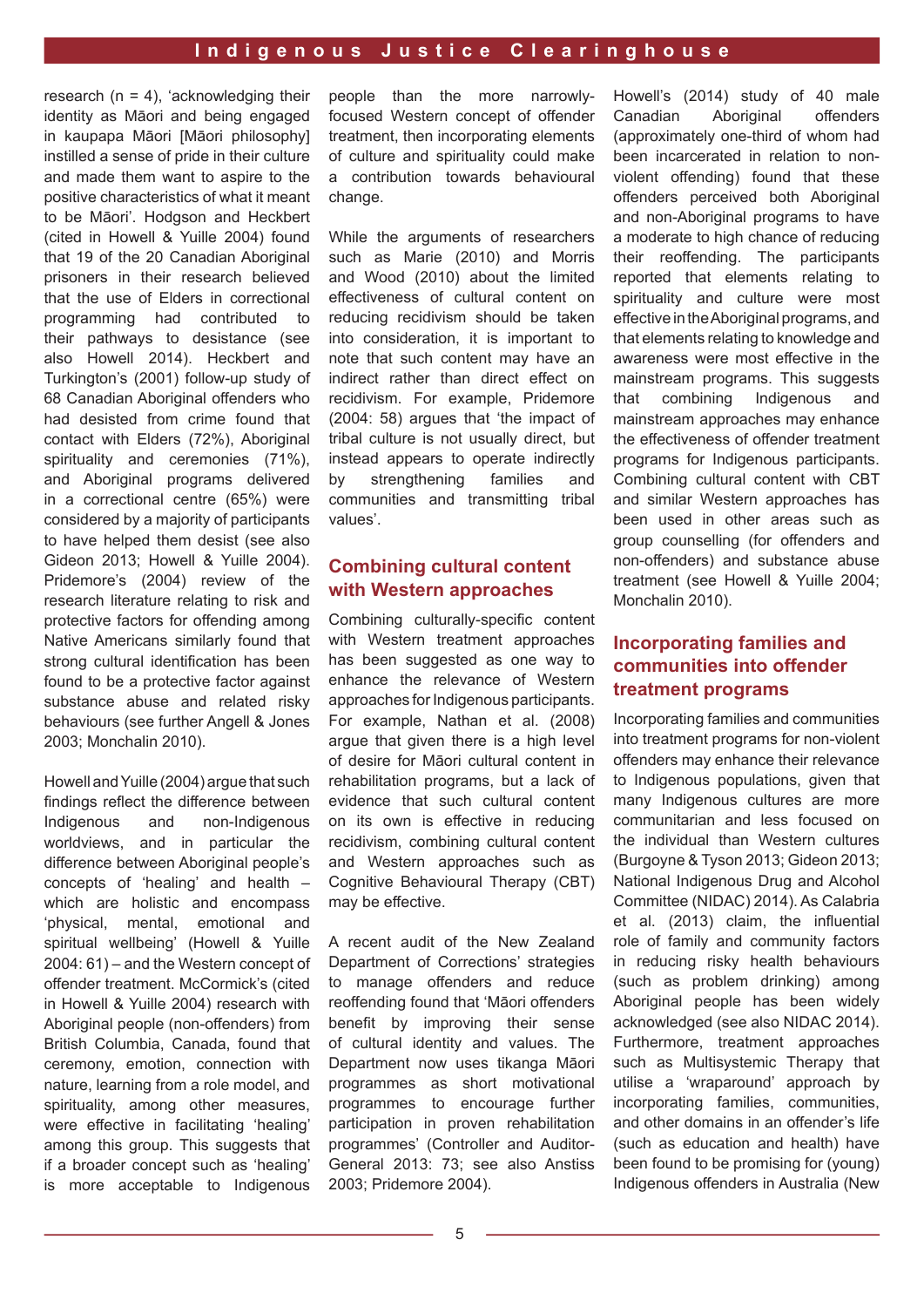research (n = 4), 'acknowledging their identity as Māori and being engaged in kaupapa Māori [Māori philosophy] instilled a sense of pride in their culture and made them want to aspire to the positive characteristics of what it meant to be Māori'. Hodgson and Heckbert (cited in Howell & Yuille 2004) found that 19 of the 20 Canadian Aboriginal prisoners in their research believed that the use of Elders in correctional programming had contributed to their pathways to desistance (see also Howell 2014). Heckbert and Turkington's (2001) follow-up study of 68 Canadian Aboriginal offenders who had desisted from crime found that contact with Elders (72%), Aboriginal spirituality and ceremonies (71%), and Aboriginal programs delivered in a correctional centre (65%) were considered by a majority of participants to have helped them desist (see also Gideon 2013; Howell & Yuille 2004). Pridemore's (2004) review of the research literature relating to risk and protective factors for offending among Native Americans similarly found that strong cultural identification has been found to be a protective factor against substance abuse and related risky behaviours (see further Angell & Jones 2003; Monchalin 2010).

Howell and Yuille (2004) argue that such findings reflect the difference between Indigenous and non-Indigenous worldviews, and in particular the difference between Aboriginal people's concepts of 'healing' and health – which are holistic and encompass 'physical, mental, emotional and spiritual wellbeing' (Howell & Yuille 2004: 61) – and the Western concept of offender treatment. McCormick's (cited in Howell & Yuille 2004) research with Aboriginal people (non-offenders) from British Columbia, Canada, found that ceremony, emotion, connection with nature, learning from a role model, and spirituality, among other measures, were effective in facilitating 'healing' among this group. This suggests that if a broader concept such as 'healing' is more acceptable to Indigenous people than the more narrowly-focused Western concept of offender treatment, then incorporating elements of culture and spirituality could make a contribution towards behavioural change.

While the arguments of researchers such as Marie (2010) and Morris and Wood (2010) about the limited effectiveness of cultural content on reducing recidivism should be taken into consideration, it is important to note that such content may have an indirect rather than direct effect on recidivism. For example, Pridemore (2004: 58) argues that 'the impact of tribal culture is not usually direct, but instead appears to operate indirectly by strengthening families and communities and transmitting tribal values'.

## Combining cultural content with Western approaches

Combining culturally-specific content with Western treatment approaches has been suggested as one way to enhance the relevance of Western approaches for Indigenous participants. For example, Nathan et al. (2008) argue that given there is a high level of desire for Māori cultural content in rehabilitation programs, but a lack of evidence that such cultural content on its own is effective in reducing recidivism, combining cultural content and Western approaches such as Cognitive Behavioural Therapy (CBT) may be effective.

A recent audit of the New Zealand Department of Corrections' strategies to manage offenders and reduce reoffending found that 'Māori offenders benefit by improving their sense of cultural identity and values. The Department now uses tikanga Māori programmes as short motivational programmes to encourage further participation in proven rehabilitation programmes' (Controller and Auditor-General 2013: 73; see also Anstiss 2003; Pridemore 2004).

Howell's (2014) study of 40 male Canadian Aboriginal offenders (approximately one-third of whom had been incarcerated in relation to non-violent offending) found that these offenders perceived both Aboriginal and non-Aboriginal programs to have a moderate to high chance of reducing their reoffending. The participants reported that elements relating to spirituality and culture were most effective in the Aboriginal programs, and that elements relating to knowledge and awareness were most effective in the mainstream programs. This suggests that combining Indigenous and mainstream approaches may enhance the effectiveness of offender treatment programs for Indigenous participants. Combining cultural content with CBT and similar Western approaches has been used in other areas such as group counselling (for offenders and non-offenders) and substance abuse treatment (see Howell & Yuille 2004; Monchalin 2010).

## Incorporating families and communities into offender treatment programs

Incorporating families and communities into treatment programs for non-violent offenders may enhance their relevance to Indigenous populations, given that many Indigenous cultures are more communitarian and less focused on the individual than Western cultures (Burgoyne & Tyson 2013; Gideon 2013; National Indigenous Drug and Alcohol Committee (NIDAC) 2014). As Calabria et al. (2013) claim, the influential role of family and community factors in reducing risky health behaviours (such as problem drinking) among Aboriginal people has been widely acknowledged (see also NIDAC 2014). Furthermore, treatment approaches such as Multisystemic Therapy that utilise a 'wraparound' approach by incorporating families, communities, and other domains in an offender's life (such as education and health) have been found to be promising for (young) Indigenous offenders in Australia (New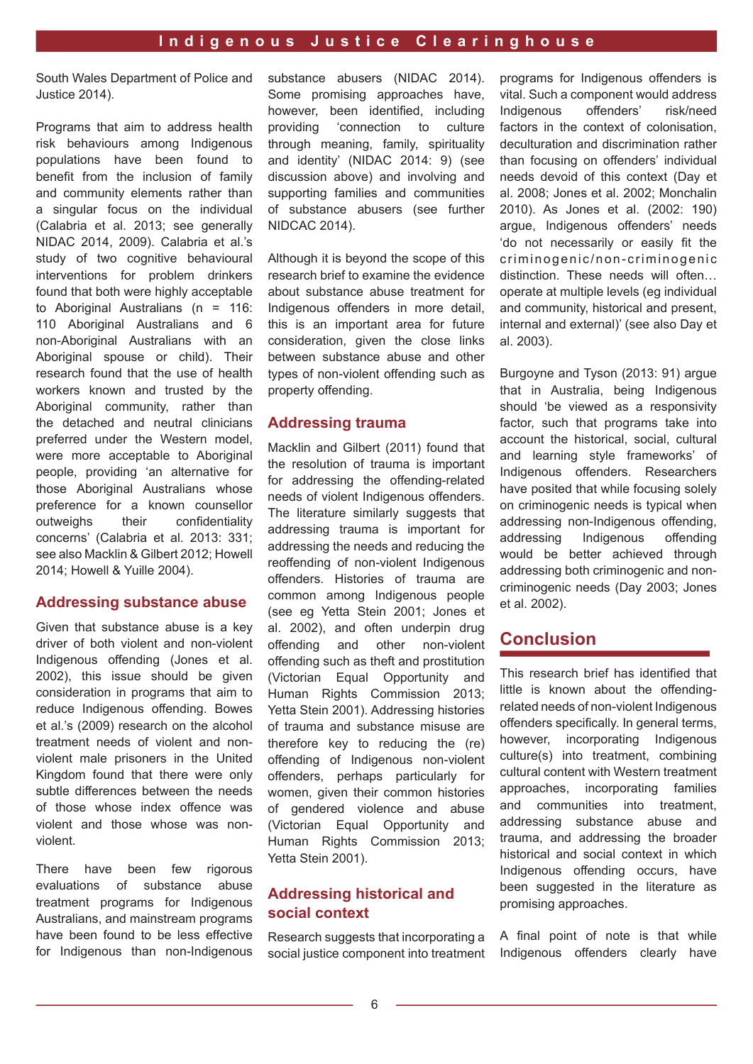South Wales Department of Police and Justice 2014).

Programs that aim to address health risk behaviours among Indigenous populations have been found to benefit from the inclusion of family and community elements rather than a singular focus on the individual (Calabria et al. 2013; see generally NIDAC 2014, 2009). Calabria et al.'s study of two cognitive behavioural interventions for problem drinkers found that both were highly acceptable to Aboriginal Australians (n = 116: 110 Aboriginal Australians and 6 non-Aboriginal Australians with an Aboriginal spouse or child). Their research found that the use of health workers known and trusted by the Aboriginal community, rather than the detached and neutral clinicians preferred under the Western model, were more acceptable to Aboriginal people, providing 'an alternative for those Aboriginal Australians whose preference for a known counsellor outweighs their confidentiality concerns' (Calabria et al. 2013: 331; see also Macklin & Gilbert 2012; Howell 2014; Howell & Yuille 2004).

## Addressing substance abuse

Given that substance abuse is a key driver of both violent and non-violent Indigenous offending (Jones et al. 2002), this issue should be given consideration in programs that aim to reduce Indigenous offending. Bowes et al.'s (2009) research on the alcohol treatment needs of violent and non-violent male prisoners in the United Kingdom found that there were only subtle differences between the needs of those whose index offence was violent and those whose was non-violent.

There have been few rigorous evaluations of substance abuse treatment programs for Indigenous Australians, and mainstream programs have been found to be less effective for Indigenous than non-Indigenous substance abusers (NIDAC 2014). Some promising approaches have, however, been identified, including providing 'connection to culture through meaning, family, spirituality and identity' (NIDAC 2014: 9) (see discussion above) and involving and supporting families and communities of substance abusers (see further NIDCAC 2014).

Although it is beyond the scope of this research brief to examine the evidence about substance abuse treatment for Indigenous offenders in more detail, this is an important area for future consideration, given the close links between substance abuse and other types of non-violent offending such as property offending.

## Addressing trauma

Macklin and Gilbert (2011) found that the resolution of trauma is important for addressing the offending-related needs of violent Indigenous offenders. The literature similarly suggests that addressing trauma is important for addressing the needs and reducing the reoffending of non-violent Indigenous offenders. Histories of trauma are common among Indigenous people (see eg Yetta Stein 2001; Jones et al. 2002), and often underpin drug offending and other non-violent offending such as theft and prostitution (Victorian Equal Opportunity and Human Rights Commission 2013; Yetta Stein 2001). Addressing histories of trauma and substance misuse are therefore key to reducing the (re) offending of Indigenous non-violent offenders, perhaps particularly for women, given their common histories of gendered violence and abuse (Victorian Equal Opportunity and Human Rights Commission 2013; Yetta Stein 2001).

## Addressing historical and social context

Research suggests that incorporating a social justice component into treatment programs for Indigenous offenders is vital. Such a component would address Indigenous offenders' risk/need factors in the context of colonisation, deculturation and discrimination rather than focusing on offenders' individual needs devoid of this context (Day et al. 2008; Jones et al. 2002; Monchalin 2010). As Jones et al. (2002: 190) argue, Indigenous offenders' needs 'do not necessarily or easily fit the criminogenic/non-criminogenic distinction. These needs will often… operate at multiple levels (eg individual and community, historical and present, internal and external)' (see also Day et al. 2003).

Burgoyne and Tyson (2013: 91) argue that in Australia, being Indigenous should 'be viewed as a responsivity factor, such that programs take into account the historical, social, cultural and learning style frameworks' of Indigenous offenders. Researchers have posited that while focusing solely on criminogenic needs is typical when addressing non-Indigenous offending, addressing Indigenous offending would be better achieved through addressing both criminogenic and non-criminogenic needs (Day 2003; Jones et al. 2002).

## Conclusion

This research brief has identified that little is known about the offending-related needs of non-violent Indigenous offenders specifically. In general terms, however, incorporating Indigenous culture(s) into treatment, combining cultural content with Western treatment approaches, incorporating families and communities into treatment, addressing substance abuse and trauma, and addressing the broader historical and social context in which Indigenous offending occurs, have been suggested in the literature as promising approaches.

A final point of note is that while Indigenous offenders clearly have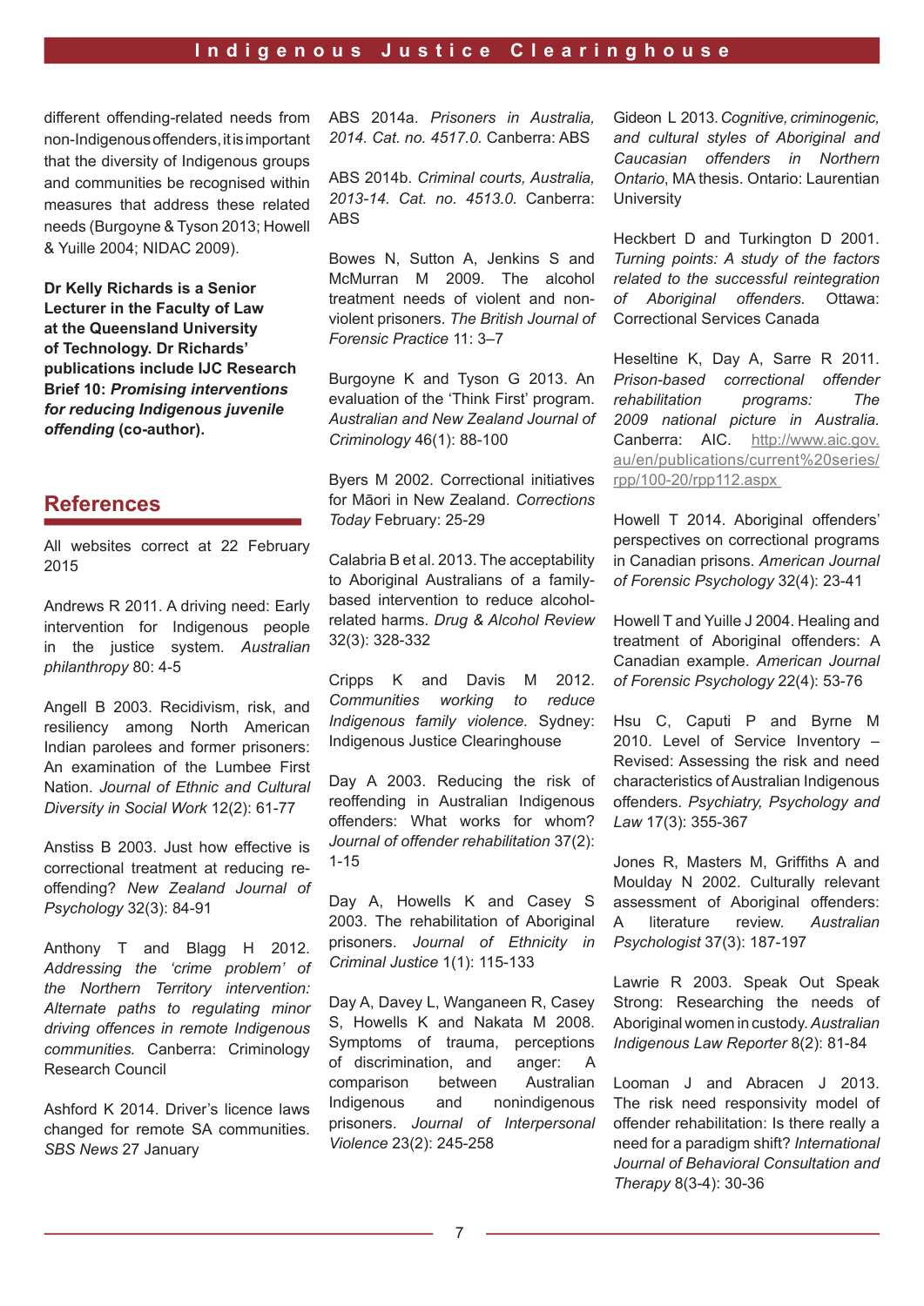different offending-related needs from non-Indigenous offenders, it is important that the diversity of Indigenous groups and communities be recognised within measures that address these related needs (Burgoyne & Tyson 2013; Howell & Yuille 2004; NIDAC 2009).

**Dr Kelly Richards is a Senior Lecturer in the Faculty of Law at the Queensland University of Technology. Dr Richards' publications include IJC Research Brief 10: *Promising interventions for reducing Indigenous juvenile offending* (co-author).**

## References

All websites correct at 22 February 2015

Andrews R 2011. A driving need: Early intervention for Indigenous people in the justice system. *Australian philanthropy* 80: 4-5

Angell B 2003. Recidivism, risk, and resiliency among North American Indian parolees and former prisoners: An examination of the Lumbee First Nation. *Journal of Ethnic and Cultural Diversity in Social Work* 12(2): 61-77

Anstiss B 2003. Just how effective is correctional treatment at reducing re-offending? *New Zealand Journal of Psychology* 32(3): 84-91

Anthony T and Blagg H 2012. *Addressing the 'crime problem' of the Northern Territory intervention: Alternate paths to regulating minor driving offences in remote Indigenous communities.* Canberra: Criminology Research Council

Ashford K 2014. Driver's licence laws changed for remote SA communities. *SBS News* 27 January

ABS 2014a. *Prisoners in Australia, 2014. Cat. no. 4517.0.* Canberra: ABS

ABS 2014b. *Criminal courts, Australia, 2013-14. Cat. no. 4513.0.* Canberra: ABS

Bowes N, Sutton A, Jenkins S and McMurran M 2009. The alcohol treatment needs of violent and non-violent prisoners. *The British Journal of Forensic Practice* 11: 3–7

Burgoyne K and Tyson G 2013. An evaluation of the 'Think First' program. *Australian and New Zealand Journal of Criminology* 46(1): 88-100

Byers M 2002. Correctional initiatives for Māori in New Zealand. *Corrections Today* February: 25-29

Calabria B et al. 2013. The acceptability to Aboriginal Australians of a family-based intervention to reduce alcohol-related harms. *Drug & Alcohol Review* 32(3): 328-332

Cripps K and Davis M 2012. *Communities working to reduce Indigenous family violence.* Sydney: Indigenous Justice Clearinghouse

Day A 2003. Reducing the risk of reoffending in Australian Indigenous offenders: What works for whom? *Journal of offender rehabilitation* 37(2): 1-15

Day A, Howells K and Casey S 2003. The rehabilitation of Aboriginal prisoners. *Journal of Ethnicity in Criminal Justice* 1(1): 115-133

Day A, Davey L, Wanganeen R, Casey S, Howells K and Nakata M 2008. Symptoms of trauma, perceptions of discrimination, and anger: A comparison between Australian Indigenous and nonindigenous prisoners. *Journal of Interpersonal Violence* 23(2): 245-258

Gideon L 2013. *Cognitive, criminogenic, and cultural styles of Aboriginal and Caucasian offenders in Northern Ontario*, MA thesis. Ontario: Laurentian University

Heckbert D and Turkington D 2001. *Turning points: A study of the factors related to the successful reintegration of Aboriginal offenders.* Ottawa: Correctional Services Canada

Heseltine K, Day A, Sarre R 2011. *Prison-based correctional offender rehabilitation programs: The 2009 national picture in Australia.* Canberra: AIC. http://www.aic.gov.au/en/publications/current%20series/rpp/100-20/rpp112.aspx

Howell T 2014. Aboriginal offenders' perspectives on correctional programs in Canadian prisons. *American Journal of Forensic Psychology* 32(4): 23-41

Howell T and Yuille J 2004. Healing and treatment of Aboriginal offenders: A Canadian example. *American Journal of Forensic Psychology* 22(4): 53-76

Hsu C, Caputi P and Byrne M 2010. Level of Service Inventory – Revised: Assessing the risk and need characteristics of Australian Indigenous offenders. *Psychiatry, Psychology and Law* 17(3): 355-367

Jones R, Masters M, Griffiths A and Moulday N 2002. Culturally relevant assessment of Aboriginal offenders: A literature review. *Australian Psychologist* 37(3): 187-197

Lawrie R 2003. Speak Out Speak Strong: Researching the needs of Aboriginal women in custody. *Australian Indigenous Law Reporter* 8(2): 81-84

Looman J and Abracen J 2013. The risk need responsivity model of offender rehabilitation: Is there really a need for a paradigm shift? *International Journal of Behavioral Consultation and Therapy* 8(3-4): 30-36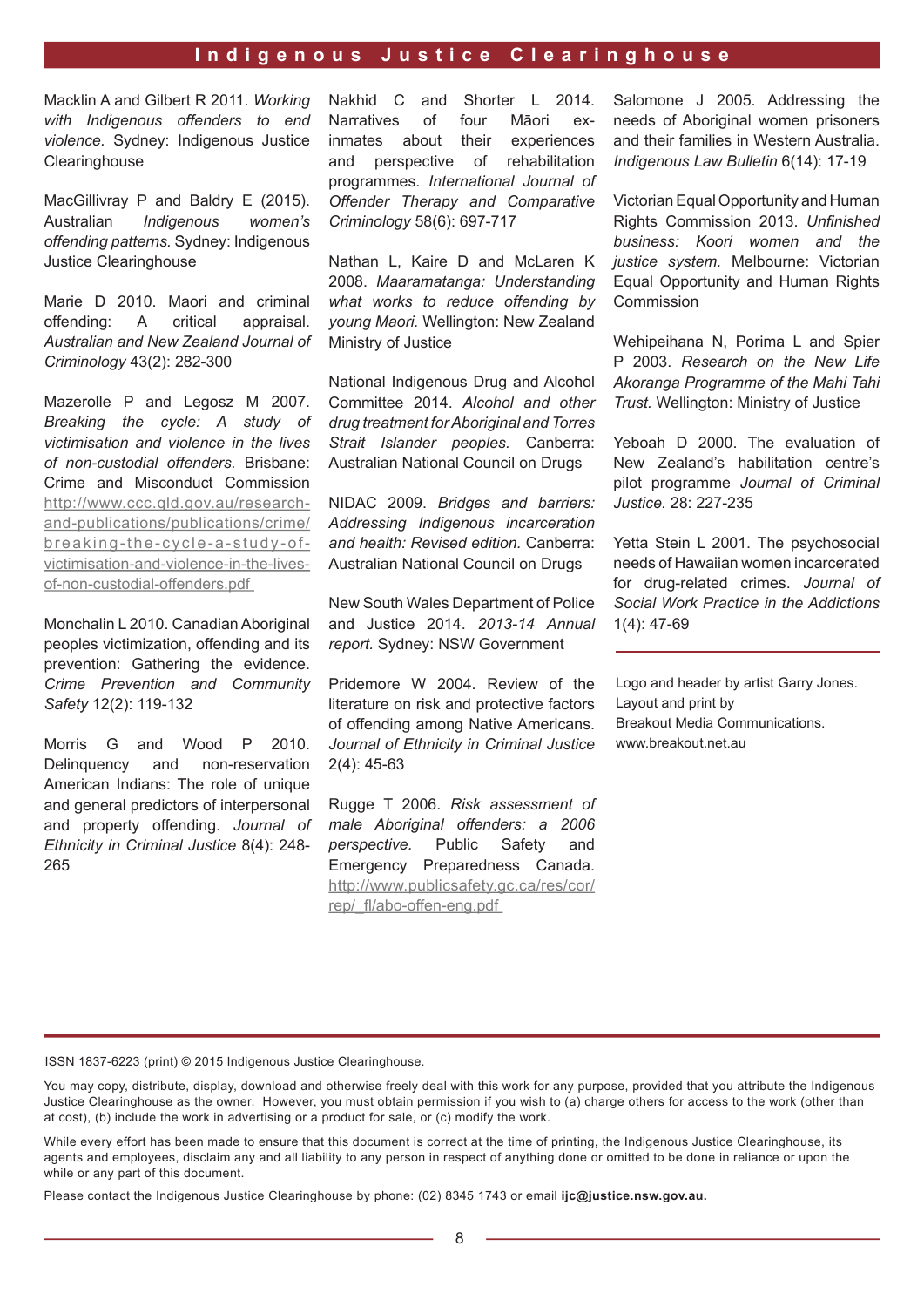Macklin A and Gilbert R 2011. *Working with Indigenous offenders to end violence.* Sydney: Indigenous Justice Clearinghouse

MacGillivray P and Baldry E (2015). Australian *Indigenous women's offending patterns.* Sydney: Indigenous Justice Clearinghouse

Marie D 2010. Maori and criminal offending: A critical appraisal. *Australian and New Zealand Journal of Criminology* 43(2): 282-300

Mazerolle P and Legosz M 2007. *Breaking the cycle: A study of victimisation and violence in the lives of non-custodial offenders.* Brisbane: Crime and Misconduct Commission http://www.ccc.qld.gov.au/research-and-publications/publications/crime/breaking-the-cycle-a-study-of-victimisation-and-violence-in-the-lives-of-non-custodial-offenders.pdf

Monchalin L 2010. Canadian Aboriginal peoples victimization, offending and its prevention: Gathering the evidence. *Crime Prevention and Community Safety* 12(2): 119-132

Morris G and Wood P 2010. Delinquency and non-reservation American Indians: The role of unique and general predictors of interpersonal and property offending. *Journal of Ethnicity in Criminal Justice* 8(4): 248-265

Nakhid C and Shorter L 2014. Narratives of four Māori ex-inmates about their experiences and perspective of rehabilitation programmes. *International Journal of Offender Therapy and Comparative Criminology* 58(6): 697-717

Nathan L, Kaire D and McLaren K 2008. *Maaramatanga: Understanding what works to reduce offending by young Maori.* Wellington: New Zealand Ministry of Justice

National Indigenous Drug and Alcohol Committee 2014. *Alcohol and other drug treatment for Aboriginal and Torres Strait Islander peoples.* Canberra: Australian National Council on Drugs

NIDAC 2009. *Bridges and barriers: Addressing Indigenous incarceration and health: Revised edition.* Canberra: Australian National Council on Drugs

New South Wales Department of Police and Justice 2014. *2013-14 Annual report.* Sydney: NSW Government

Pridemore W 2004. Review of the literature on risk and protective factors of offending among Native Americans. *Journal of Ethnicity in Criminal Justice* 2(4): 45-63

Rugge T 2006. *Risk assessment of male Aboriginal offenders: a 2006 perspective.* Public Safety and Emergency Preparedness Canada. http://www.publicsafety.gc.ca/res/cor/rep/_fl/abo-offen-eng.pdf

Salomone J 2005. Addressing the needs of Aboriginal women prisoners and their families in Western Australia. *Indigenous Law Bulletin* 6(14): 17-19

Victorian Equal Opportunity and Human Rights Commission 2013. *Unfinished business: Koori women and the justice system.* Melbourne: Victorian Equal Opportunity and Human Rights Commission

Wehipeihana N, Porima L and Spier P 2003. *Research on the New Life Akoranga Programme of the Mahi Tahi Trust.* Wellington: Ministry of Justice

Yeboah D 2000. The evaluation of New Zealand's habilitation centre's pilot programme *Journal of Criminal Justice.* 28: 227-235

Yetta Stein L 2001. The psychosocial needs of Hawaiian women incarcerated for drug-related crimes. *Journal of Social Work Practice in the Addictions* 1(4): 47-69

Logo and header by artist Garry Jones.
Layout and print by
Breakout Media Communications.
www.breakout.net.au

ISSN 1837-6223 (print) © 2015 Indigenous Justice Clearinghouse.

You may copy, distribute, display, download and otherwise freely deal with this work for any purpose, provided that you attribute the Indigenous Justice Clearinghouse as the owner. However, you must obtain permission if you wish to (a) charge others for access to the work (other than at cost), (b) include the work in advertising or a product for sale, or (c) modify the work.

While every effort has been made to ensure that this document is correct at the time of printing, the Indigenous Justice Clearinghouse, its agents and employees, disclaim any and all liability to any person in respect of anything done or omitted to be done in reliance or upon the while or any part of this document.

Please contact the Indigenous Justice Clearinghouse by phone: (02) 8345 1743 or email **ijc@justice.nsw.gov.au.**